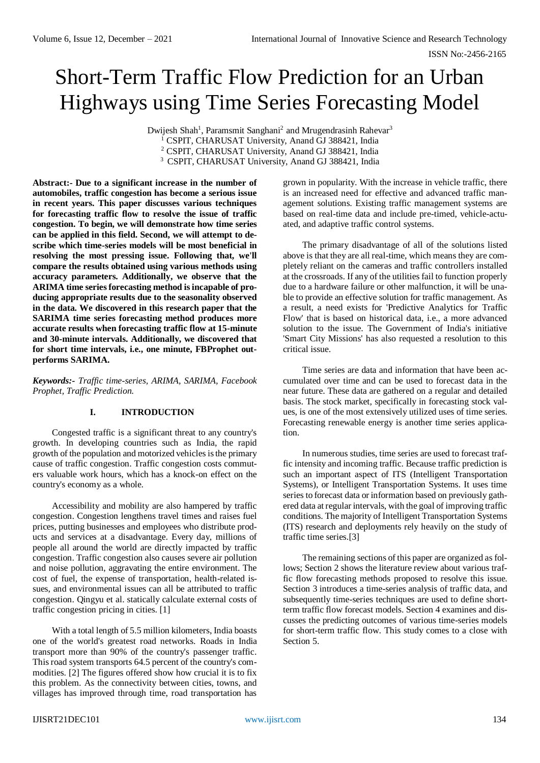# Short-Term Traffic Flow Prediction for an Urban Highways using Time Series Forecasting Model

Dwijesh Shah[1], Paramsmit Sanghani[2] and Mrugendrasinh Rahevar[3]

[1] CSPIT, CHARUSAT University, Anand GJ 388421, India
[2] CSPIT, CHARUSAT University, Anand GJ 388421, India
[3] CSPIT, CHARUSAT University, Anand GJ 388421, India

**Abstract:- Due to a significant increase in the number of automobiles, traffic congestion has become a serious issue in recent years. This paper discusses various techniques for forecasting traffic flow to resolve the issue of traffic congestion. To begin, we will demonstrate how time series can be applied in this field. Second, we will attempt to describe which time-series models will be most beneficial in resolving the most pressing issue. Following that, we'll compare the results obtained using various methods using accuracy parameters. Additionally, we observe that the ARIMA time series forecasting method is incapable of producing appropriate results due to the seasonality observed in the data. We discovered in this research paper that the SARIMA time series forecasting method produces more accurate results when forecasting traffic flow at 15-minute and 30-minute intervals. Additionally, we discovered that for short time intervals, i.e., one minute, FBProphet outperforms SARIMA.**

***Keywords:-*** *Traffic time-series, ARIMA, SARIMA, Facebook Prophet, Traffic Prediction.*

## I. INTRODUCTION

Congested traffic is a significant threat to any country's growth. In developing countries such as India, the rapid growth of the population and motorized vehicles is the primary cause of traffic congestion. Traffic congestion costs commuters valuable work hours, which has a knock-on effect on the country's economy as a whole.

Accessibility and mobility are also hampered by traffic congestion. Congestion lengthens travel times and raises fuel prices, putting businesses and employees who distribute products and services at a disadvantage. Every day, millions of people all around the world are directly impacted by traffic congestion. Traffic congestion also causes severe air pollution and noise pollution, aggravating the entire environment. The cost of fuel, the expense of transportation, health-related issues, and environmental issues can all be attributed to traffic congestion. Qingyu et al. statically calculate external costs of traffic congestion pricing in cities. [1]

With a total length of 5.5 million kilometers, India boasts one of the world's greatest road networks. Roads in India transport more than 90% of the country's passenger traffic. This road system transports 64.5 percent of the country's commodities. [2] The figures offered show how crucial it is to fix this problem. As the connectivity between cities, towns, and villages has improved through time, road transportation has grown in popularity. With the increase in vehicle traffic, there is an increased need for effective and advanced traffic management solutions. Existing traffic management systems are based on real-time data and include pre-timed, vehicle-actuated, and adaptive traffic control systems.

The primary disadvantage of all of the solutions listed above is that they are all real-time, which means they are completely reliant on the cameras and traffic controllers installed at the crossroads. If any of the utilities fail to function properly due to a hardware failure or other malfunction, it will be unable to provide an effective solution for traffic management. As a result, a need exists for 'Predictive Analytics for Traffic Flow' that is based on historical data, i.e., a more advanced solution to the issue. The Government of India's initiative 'Smart City Missions' has also requested a resolution to this critical issue.

Time series are data and information that have been accumulated over time and can be used to forecast data in the near future. These data are gathered on a regular and detailed basis. The stock market, specifically in forecasting stock values, is one of the most extensively utilized uses of time series. Forecasting renewable energy is another time series application.

In numerous studies, time series are used to forecast traffic intensity and incoming traffic. Because traffic prediction is such an important aspect of ITS (Intelligent Transportation Systems), or Intelligent Transportation Systems. It uses time series to forecast data or information based on previously gathered data at regular intervals, with the goal of improving traffic conditions. The majority of Intelligent Transportation Systems (ITS) research and deployments rely heavily on the study of traffic time series.[3]

The remaining sections of this paper are organized as follows; Section 2 shows the literature review about various traffic flow forecasting methods proposed to resolve this issue. Section 3 introduces a time-series analysis of traffic data, and subsequently time-series techniques are used to define short-term traffic flow forecast models. Section 4 examines and discusses the predicting outcomes of various time-series models for short-term traffic flow. This study comes to a close with Section 5.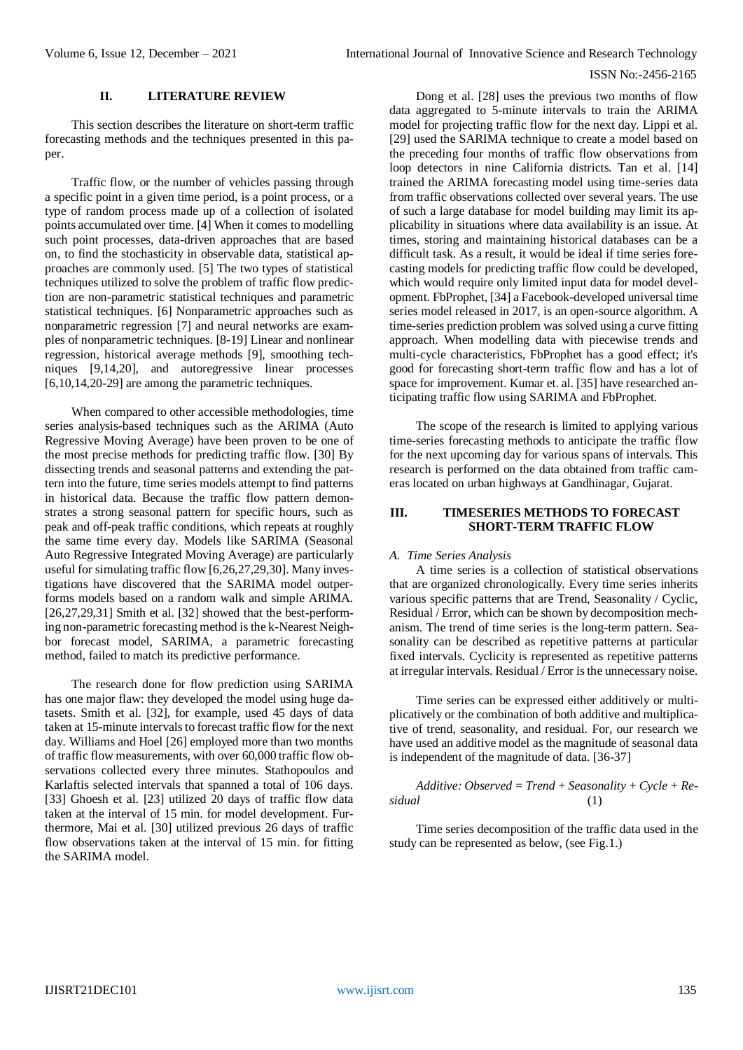## II. LITERATURE REVIEW

This section describes the literature on short-term traffic forecasting methods and the techniques presented in this paper.

Traffic flow, or the number of vehicles passing through a specific point in a given time period, is a point process, or a type of random process made up of a collection of isolated points accumulated over time. [4] When it comes to modelling such point processes, data-driven approaches that are based on, to find the stochasticity in observable data, statistical approaches are commonly used. [5] The two types of statistical techniques utilized to solve the problem of traffic flow prediction are non-parametric statistical techniques and parametric statistical techniques. [6] Nonparametric approaches such as nonparametric regression [7] and neural networks are examples of nonparametric techniques. [8-19] Linear and nonlinear regression, historical average methods [9], smoothing techniques [9,14,20], and autoregressive linear processes [6,10,14,20-29] are among the parametric techniques.

When compared to other accessible methodologies, time series analysis-based techniques such as the ARIMA (Auto Regressive Moving Average) have been proven to be one of the most precise methods for predicting traffic flow. [30] By dissecting trends and seasonal patterns and extending the pattern into the future, time series models attempt to find patterns in historical data. Because the traffic flow pattern demonstrates a strong seasonal pattern for specific hours, such as peak and off-peak traffic conditions, which repeats at roughly the same time every day. Models like SARIMA (Seasonal Auto Regressive Integrated Moving Average) are particularly useful for simulating traffic flow [6,26,27,29,30]. Many investigations have discovered that the SARIMA model outperforms models based on a random walk and simple ARIMA. [26,27,29,31] Smith et al. [32] showed that the best-performing non-parametric forecasting method is the k-Nearest Neighbor forecast model, SARIMA, a parametric forecasting method, failed to match its predictive performance.

The research done for flow prediction using SARIMA has one major flaw: they developed the model using huge datasets. Smith et al. [32], for example, used 45 days of data taken at 15-minute intervals to forecast traffic flow for the next day. Williams and Hoel [26] employed more than two months of traffic flow measurements, with over 60,000 traffic flow observations collected every three minutes. Stathopoulos and Karlaftis selected intervals that spanned a total of 106 days. [33] Ghoesh et al. [23] utilized 20 days of traffic flow data taken at the interval of 15 min. for model development. Furthermore, Mai et al. [30] utilized previous 26 days of traffic flow observations taken at the interval of 15 min. for fitting the SARIMA model.

Dong et al. [28] uses the previous two months of flow data aggregated to 5-minute intervals to train the ARIMA model for projecting traffic flow for the next day. Lippi et al. [29] used the SARIMA technique to create a model based on the preceding four months of traffic flow observations from loop detectors in nine California districts. Tan et al. [14] trained the ARIMA forecasting model using time-series data from traffic observations collected over several years. The use of such a large database for model building may limit its applicability in situations where data availability is an issue. At times, storing and maintaining historical databases can be a difficult task. As a result, it would be ideal if time series forecasting models for predicting traffic flow could be developed, which would require only limited input data for model development. FbProphet, [34] a Facebook-developed universal time series model released in 2017, is an open-source algorithm. A time-series prediction problem was solved using a curve fitting approach. When modelling data with piecewise trends and multi-cycle characteristics, FbProphet has a good effect; it's good for forecasting short-term traffic flow and has a lot of space for improvement. Kumar et. al. [35] have researched anticipating traffic flow using SARIMA and FbProphet.

The scope of the research is limited to applying various time-series forecasting methods to anticipate the traffic flow for the next upcoming day for various spans of intervals. This research is performed on the data obtained from traffic cameras located on urban highways at Gandhinagar, Gujarat.

## III. TIMESERIES METHODS TO FORECAST SHORT-TERM TRAFFIC FLOW

### A. Time Series Analysis

A time series is a collection of statistical observations that are organized chronologically. Every time series inherits various specific patterns that are Trend, Seasonality / Cyclic, Residual / Error, which can be shown by decomposition mechanism. The trend of time series is the long-term pattern. Seasonality can be described as repetitive patterns at particular fixed intervals. Cyclicity is represented as repetitive patterns at irregular intervals. Residual / Error is the unnecessary noise.

Time series can be expressed either additively or multiplicatively or the combination of both additive and multiplicative of trend, seasonality, and residual. For, our research we have used an additive model as the magnitude of seasonal data is independent of the magnitude of data. [36-37]

*Additive: Observed = Trend + Seasonality + Cycle + Residual* (1)

Time series decomposition of the traffic data used in the study can be represented as below, (see Fig.1.)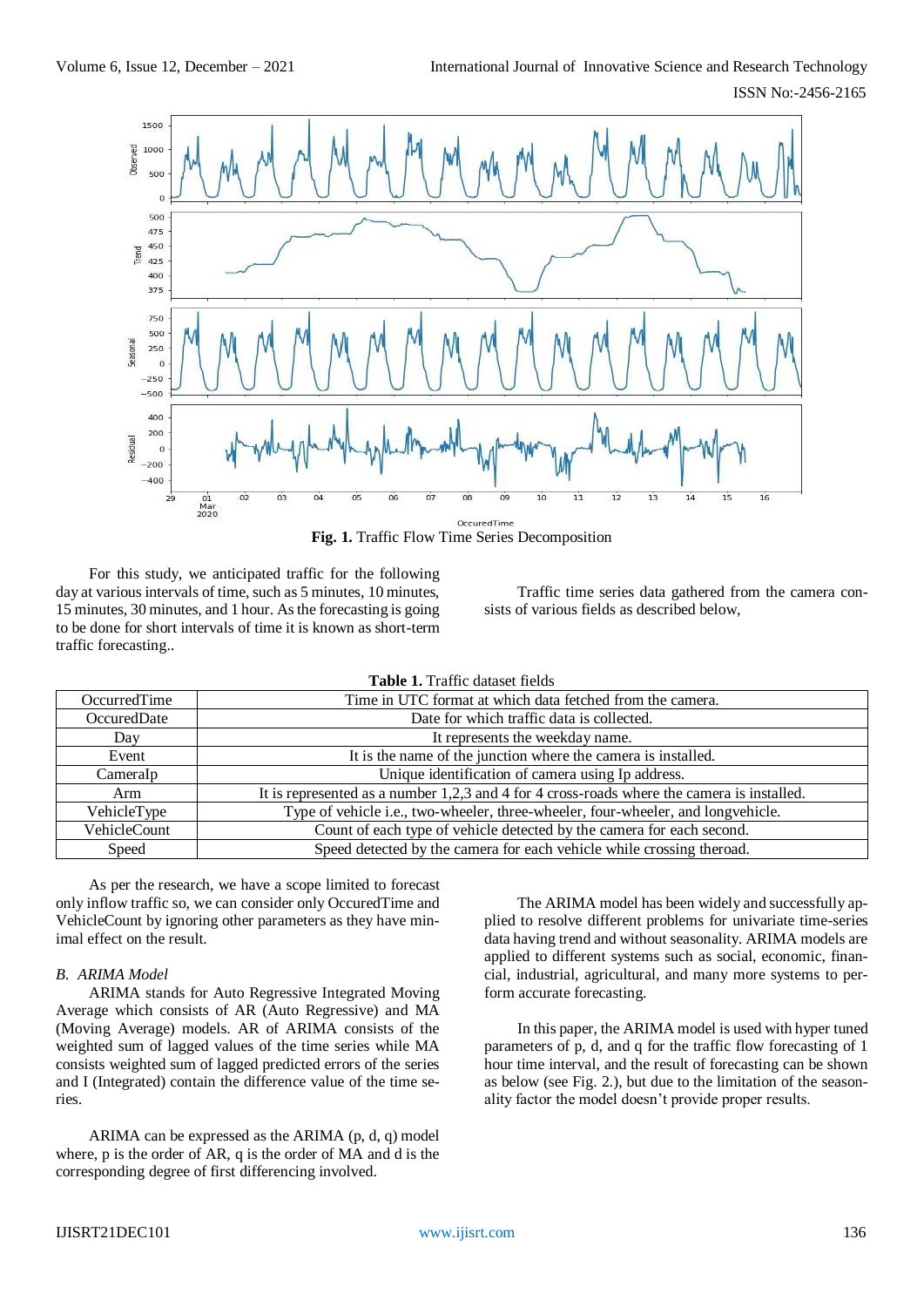Observed
1500
1000
500
0

Trend
500
475
450
425
400
375

Seasonal
750
500
250
0
−250
−500

Residual
400
200
0
−200
−400

29 01 Mar 2020 02 03 04 05 06 07 08 09 10 11 12 13 14 15 16

OccuredTime

**Fig. 1.** Traffic Flow Time Series Decomposition

For this study, we anticipated traffic for the following day at various intervals of time, such as 5 minutes, 10 minutes, 15 minutes, 30 minutes, and 1 hour. As the forecasting is going to be done for short intervals of time it is known as short-term traffic forecasting..

Traffic time series data gathered from the camera consists of various fields as described below,

**Table 1.** Traffic dataset fields

| | |
|---|---|
| OccurredTime | Time in UTC format at which data fetched from the camera. |
| OccuredDate | Date for which traffic data is collected. |
| Day | It represents the weekday name. |
| Event | It is the name of the junction where the camera is installed. |
| CameraIp | Unique identification of camera using Ip address. |
| Arm | It is represented as a number 1,2,3 and 4 for 4 cross-roads where the camera is installed. |
| VehicleType | Type of vehicle i.e., two-wheeler, three-wheeler, four-wheeler, and longvehicle. |
| VehicleCount | Count of each type of vehicle detected by the camera for each second. |
| Speed | Speed detected by the camera for each vehicle while crossing theroad. |

As per the research, we have a scope limited to forecast only inflow traffic so, we can consider only OccuredTime and VehicleCount by ignoring other parameters as they have minimal effect on the result.

### *B. ARIMA Model*

ARIMA stands for Auto Regressive Integrated Moving Average which consists of AR (Auto Regressive) and MA (Moving Average) models. AR of ARIMA consists of the weighted sum of lagged values of the time series while MA consists weighted sum of lagged predicted errors of the series and I (Integrated) contain the difference value of the time series.

ARIMA can be expressed as the ARIMA (p, d, q) model where, p is the order of AR, q is the order of MA and d is the corresponding degree of first differencing involved.

The ARIMA model has been widely and successfully applied to resolve different problems for univariate time-series data having trend and without seasonality. ARIMA models are applied to different systems such as social, economic, financial, industrial, agricultural, and many more systems to perform accurate forecasting.

In this paper, the ARIMA model is used with hyper tuned parameters of p, d, and q for the traffic flow forecasting of 1 hour time interval, and the result of forecasting can be shown as below (see Fig. 2.), but due to the limitation of the seasonality factor the model doesn't provide proper results.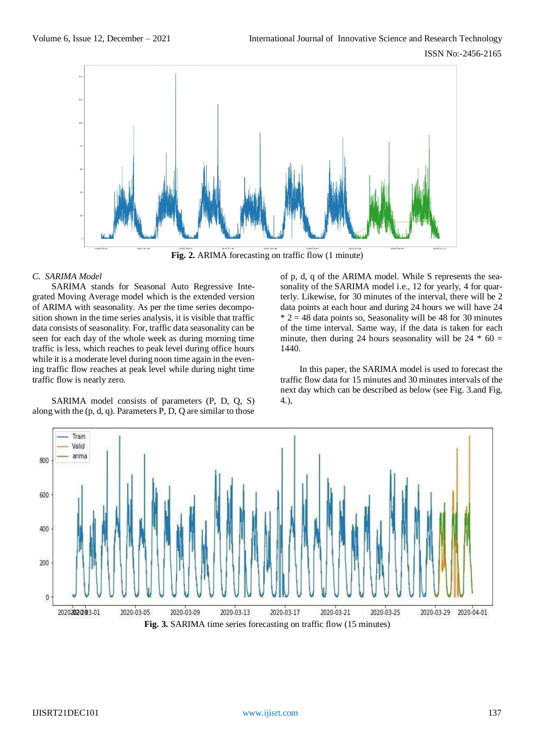Fig. 2. ARIMA forecasting on traffic flow (1 minute)

### C. SARIMA Model

SARIMA stands for Seasonal Auto Regressive Integrated Moving Average model which is the extended version of ARIMA with seasonality. As per the time series decomposition shown in the time series analysis, it is visible that traffic data consists of seasonality. For, traffic data seasonality can be seen for each day of the whole week as during morning time traffic is less, which reaches to peak level during office hours while it is a moderate level during noon time again in the evening traffic flow reaches at peak level while during night time traffic flow is nearly zero.

SARIMA model consists of parameters (P, D, Q, S) along with the (p, d, q). Parameters P, D, Q are similar to those of p, d, q of the ARIMA model. While S represents the seasonality of the SARIMA model i.e., 12 for yearly, 4 for quarterly. Likewise, for 30 minutes of the interval, there will be 2 data points at each hour and during 24 hours we will have 24 * 2 = 48 data points so, Seasonality will be 48 for 30 minutes of the time interval. Same way, if the data is taken for each minute, then during 24 hours seasonality will be 24 * 60 = 1440.

In this paper, the SARIMA model is used to forecast the traffic flow data for 15 minutes and 30 minutes intervals of the next day which can be described as below (see Fig. 3.and Fig. 4.),

Train
Valid
arima
800
600
400
200
0
2020-03-01
2020-03-05
2020-03-09
2020-03-13
2020-03-17
2020-03-21
2020-03-25
2020-03-29
2020-04-01

Fig. 3. SARIMA time series forecasting on traffic flow (15 minutes)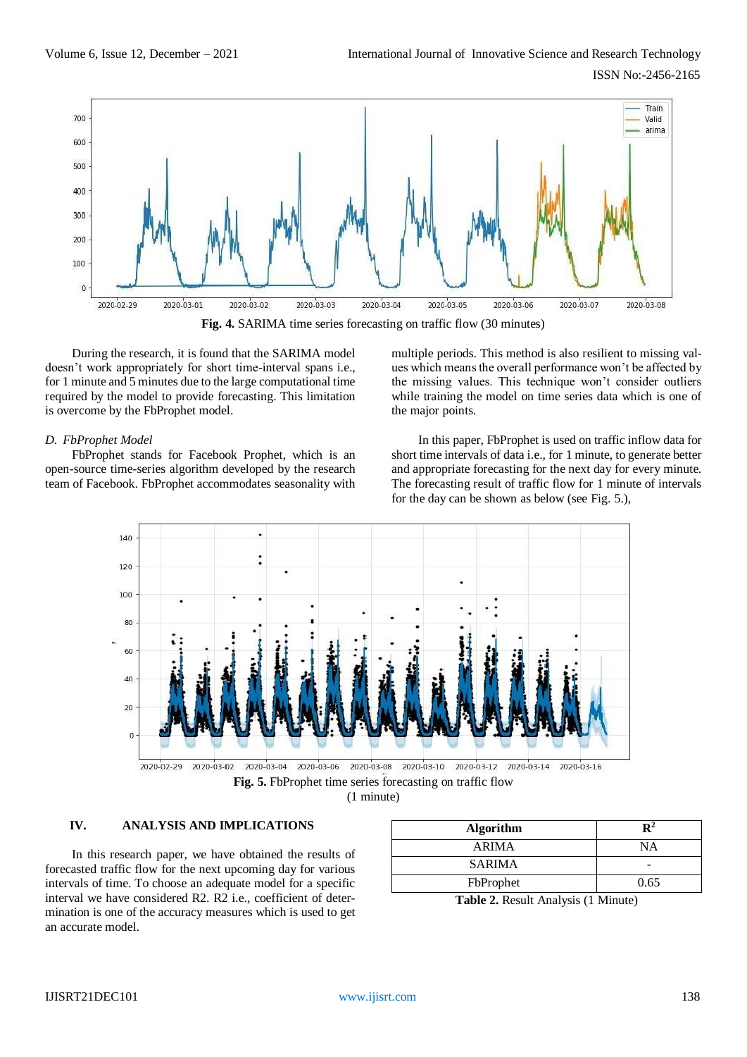700

600

500

400

300

200

100

0

2020-02-29 2020-03-01 2020-03-02 2020-03-03 2020-03-04 2020-03-05 2020-03-06 2020-03-07 2020-03-08

Train

Valid

arima

**Fig. 4.** SARIMA time series forecasting on traffic flow (30 minutes)

During the research, it is found that the SARIMA model doesn't work appropriately for short time-interval spans i.e., for 1 minute and 5 minutes due to the large computational time required by the model to provide forecasting. This limitation is overcome by the FbProphet model.

### *D. FbProphet Model*

FbProphet stands for Facebook Prophet, which is an open-source time-series algorithm developed by the research team of Facebook. FbProphet accommodates seasonality with multiple periods. This method is also resilient to missing values which means the overall performance won't be affected by the missing values. This technique won't consider outliers while training the model on time series data which is one of the major points.

In this paper, FbProphet is used on traffic inflow data for short time intervals of data i.e., for 1 minute, to generate better and appropriate forecasting for the next day for every minute. The forecasting result of traffic flow for 1 minute of intervals for the day can be shown as below (see Fig. 5.),

140

120

100

80

60

40

20

0

2020-02-29 2020-03-02 2020-03-04 2020-03-06 2020-03-08 2020-03-10 2020-03-12 2020-03-14 2020-03-16

**Fig. 5.** FbProphet time series forecasting on traffic flow (1 minute)

## IV. ANALYSIS AND IMPLICATIONS

In this research paper, we have obtained the results of forecasted traffic flow for the next upcoming day for various intervals of time. To choose an adequate model for a specific interval we have considered R2. R2 i.e., coefficient of determination is one of the accuracy measures which is used to get an accurate model.

| Algorithm | $R^2$ |
|---|---|
| ARIMA | NA |
| SARIMA | - |
| FbProphet | 0.65 |

**Table 2.** Result Analysis (1 Minute)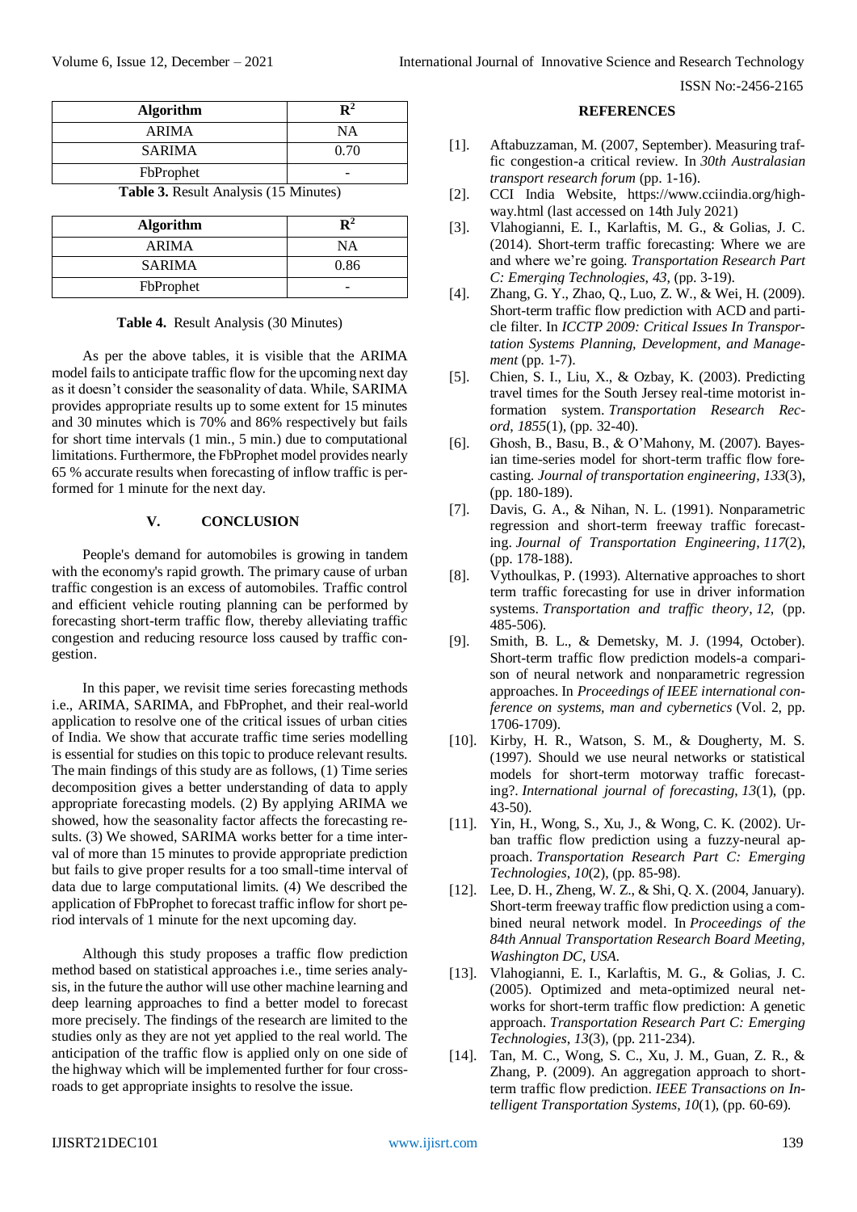| Algorithm | $R^2$ |
|---|---|
| ARIMA | NA |
| SARIMA | 0.70 |
| FbProphet | - |

**Table 3.** Result Analysis (15 Minutes)

| Algorithm | $R^2$ |
|---|---|
| ARIMA | NA |
| SARIMA | 0.86 |
| FbProphet | - |

**Table 4.** Result Analysis (30 Minutes)

As per the above tables, it is visible that the ARIMA model fails to anticipate traffic flow for the upcoming next day as it doesn't consider the seasonality of data. While, SARIMA provides appropriate results up to some extent for 15 minutes and 30 minutes which is 70% and 86% respectively but fails for short time intervals (1 min., 5 min.) due to computational limitations. Furthermore, the FbProphet model provides nearly 65 % accurate results when forecasting of inflow traffic is performed for 1 minute for the next day.

## V. CONCLUSION

People's demand for automobiles is growing in tandem with the economy's rapid growth. The primary cause of urban traffic congestion is an excess of automobiles. Traffic control and efficient vehicle routing planning can be performed by forecasting short-term traffic flow, thereby alleviating traffic congestion and reducing resource loss caused by traffic congestion.

In this paper, we revisit time series forecasting methods i.e., ARIMA, SARIMA, and FbProphet, and their real-world application to resolve one of the critical issues of urban cities of India. We show that accurate traffic time series modelling is essential for studies on this topic to produce relevant results. The main findings of this study are as follows, (1) Time series decomposition gives a better understanding of data to apply appropriate forecasting models. (2) By applying ARIMA we showed, how the seasonality factor affects the forecasting results. (3) We showed, SARIMA works better for a time interval of more than 15 minutes to provide appropriate prediction but fails to give proper results for a too small-time interval of data due to large computational limits. (4) We described the application of FbProphet to forecast traffic inflow for short period intervals of 1 minute for the next upcoming day.

Although this study proposes a traffic flow prediction method based on statistical approaches i.e., time series analysis, in the future the author will use other machine learning and deep learning approaches to find a better model to forecast more precisely. The findings of the research are limited to the studies only as they are not yet applied to the real world. The anticipation of the traffic flow is applied only on one side of the highway which will be implemented further for four crossroads to get appropriate insights to resolve the issue.

## REFERENCES

[1]. Aftabuzzaman, M. (2007, September). Measuring traffic congestion-a critical review. In *30th Australasian transport research forum* (pp. 1-16).

[2]. CCI India Website, https://www.cciindia.org/highway.html (last accessed on 14th July 2021)

[3]. Vlahogianni, E. I., Karlaftis, M. G., & Golias, J. C. (2014). Short-term traffic forecasting: Where we are and where we're going. *Transportation Research Part C: Emerging Technologies*, *43*, (pp. 3-19).

[4]. Zhang, G. Y., Zhao, Q., Luo, Z. W., & Wei, H. (2009). Short-term traffic flow prediction with ACD and particle filter. In *ICCTP 2009: Critical Issues In Transportation Systems Planning, Development, and Management* (pp. 1-7).

[5]. Chien, S. I., Liu, X., & Ozbay, K. (2003). Predicting travel times for the South Jersey real-time motorist information system. *Transportation Research Record*, *1855*(1), (pp. 32-40).

[6]. Ghosh, B., Basu, B., & O'Mahony, M. (2007). Bayesian time-series model for short-term traffic flow forecasting. *Journal of transportation engineering*, *133*(3), (pp. 180-189).

[7]. Davis, G. A., & Nihan, N. L. (1991). Nonparametric regression and short-term freeway traffic forecasting. *Journal of Transportation Engineering*, *117*(2), (pp. 178-188).

[8]. Vythoulkas, P. (1993). Alternative approaches to short term traffic forecasting for use in driver information systems. *Transportation and traffic theory*, *12*, (pp. 485-506).

[9]. Smith, B. L., & Demetsky, M. J. (1994, October). Short-term traffic flow prediction models-a comparison of neural network and nonparametric regression approaches. In *Proceedings of IEEE international conference on systems, man and cybernetics* (Vol. 2, pp. 1706-1709).

[10]. Kirby, H. R., Watson, S. M., & Dougherty, M. S. (1997). Should we use neural networks or statistical models for short-term motorway traffic forecasting?. *International journal of forecasting*, *13*(1), (pp. 43-50).

[11]. Yin, H., Wong, S., Xu, J., & Wong, C. K. (2002). Urban traffic flow prediction using a fuzzy-neural approach. *Transportation Research Part C: Emerging Technologies*, *10*(2), (pp. 85-98).

[12]. Lee, D. H., Zheng, W. Z., & Shi, Q. X. (2004, January). Short-term freeway traffic flow prediction using a combined neural network model. In *Proceedings of the 84th Annual Transportation Research Board Meeting, Washington DC, USA*.

[13]. Vlahogianni, E. I., Karlaftis, M. G., & Golias, J. C. (2005). Optimized and meta-optimized neural networks for short-term traffic flow prediction: A genetic approach. *Transportation Research Part C: Emerging Technologies*, *13*(3), (pp. 211-234).

[14]. Tan, M. C., Wong, S. C., Xu, J. M., Guan, Z. R., & Zhang, P. (2009). An aggregation approach to short-term traffic flow prediction. *IEEE Transactions on Intelligent Transportation Systems*, *10*(1), (pp. 60-69).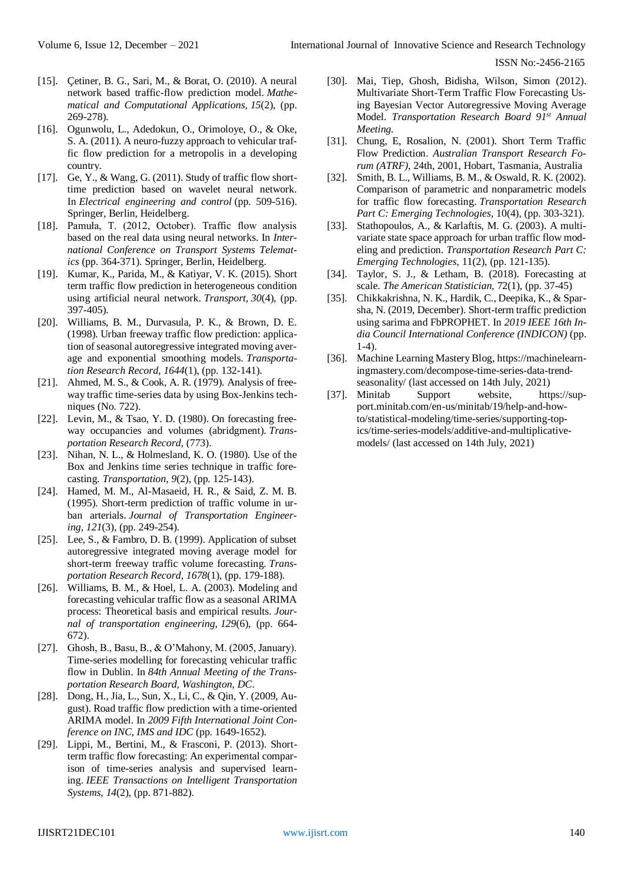[15]. Çetiner, B. G., Sari, M., & Borat, O. (2010). A neural network based traffic-flow prediction model. *Mathematical and Computational Applications*, *15*(2), (pp. 269-278).

[16]. Ogunwolu, L., Adedokun, O., Orimoloye, O., & Oke, S. A. (2011). A neuro-fuzzy approach to vehicular traffic flow prediction for a metropolis in a developing country.

[17]. Ge, Y., & Wang, G. (2011). Study of traffic flow short-time prediction based on wavelet neural network. In *Electrical engineering and control* (pp. 509-516). Springer, Berlin, Heidelberg.

[18]. Pamuła, T. (2012, October). Traffic flow analysis based on the real data using neural networks. In *International Conference on Transport Systems Telematics* (pp. 364-371). Springer, Berlin, Heidelberg.

[19]. Kumar, K., Parida, M., & Katiyar, V. K. (2015). Short term traffic flow prediction in heterogeneous condition using artificial neural network. *Transport*, *30*(4), (pp. 397-405).

[20]. Williams, B. M., Durvasula, P. K., & Brown, D. E. (1998). Urban freeway traffic flow prediction: application of seasonal autoregressive integrated moving average and exponential smoothing models. *Transportation Research Record*, *1644*(1), (pp. 132-141).

[21]. Ahmed, M. S., & Cook, A. R. (1979). Analysis of freeway traffic time-series data by using Box-Jenkins techniques (No. 722).

[22]. Levin, M., & Tsao, Y. D. (1980). On forecasting freeway occupancies and volumes (abridgment). *Transportation Research Record*, (773).

[23]. Nihan, N. L., & Holmesland, K. O. (1980). Use of the Box and Jenkins time series technique in traffic forecasting. *Transportation*, *9*(2), (pp. 125-143).

[24]. Hamed, M. M., Al-Masaeid, H. R., & Said, Z. M. B. (1995). Short-term prediction of traffic volume in urban arterials. *Journal of Transportation Engineering*, *121*(3), (pp. 249-254).

[25]. Lee, S., & Fambro, D. B. (1999). Application of subset autoregressive integrated moving average model for short-term freeway traffic volume forecasting. *Transportation Research Record*, *1678*(1), (pp. 179-188).

[26]. Williams, B. M., & Hoel, L. A. (2003). Modeling and forecasting vehicular traffic flow as a seasonal ARIMA process: Theoretical basis and empirical results. *Journal of transportation engineering*, *129*(6), (pp. 664-672).

[27]. Ghosh, B., Basu, B., & O'Mahony, M. (2005, January). Time-series modelling for forecasting vehicular traffic flow in Dublin. In *84th Annual Meeting of the Transportation Research Board, Washington, DC*.

[28]. Dong, H., Jia, L., Sun, X., Li, C., & Qin, Y. (2009, August). Road traffic flow prediction with a time-oriented ARIMA model. In *2009 Fifth International Joint Conference on INC, IMS and IDC* (pp. 1649-1652).

[29]. Lippi, M., Bertini, M., & Frasconi, P. (2013). Short-term traffic flow forecasting: An experimental comparison of time-series analysis and supervised learning. *IEEE Transactions on Intelligent Transportation Systems*, *14*(2), (pp. 871-882).

[30]. Mai, Tiep, Ghosh, Bidisha, Wilson, Simon (2012). Multivariate Short-Term Traffic Flow Forecasting Using Bayesian Vector Autoregressive Moving Average Model. *Transportation Research Board 91st Annual Meeting.*

[31]. Chung, E, Rosalion, N. (2001). Short Term Traffic Flow Prediction. *Australian Transport Research Forum (ATRF)*, 24th, 2001, Hobart, Tasmania, Australia

[32]. Smith, B. L., Williams, B. M., & Oswald, R. K. (2002). Comparison of parametric and nonparametric models for traffic flow forecasting. *Transportation Research Part C: Emerging Technologies*, 10(4), (pp. 303-321).

[33]. Stathopoulos, A., & Karlaftis, M. G. (2003). A multivariate state space approach for urban traffic flow modeling and prediction. *Transportation Research Part C: Emerging Technologies*, 11(2), (pp. 121-135).

[34]. Taylor, S. J., & Letham, B. (2018). Forecasting at scale. *The American Statistician*, 72(1), (pp. 37-45)

[35]. Chikkakrishna, N. K., Hardik, C., Deepika, K., & Sparsha, N. (2019, December). Short-term traffic prediction using sarima and FbPROPHET. In *2019 IEEE 16th India Council International Conference (INDICON)* (pp. 1-4).

[36]. Machine Learning Mastery Blog, https://machinelearningmastery.com/decompose-time-series-data-trend-seasonality/ (last accessed on 14th July, 2021)

[37]. Minitab Support website, https://support.minitab.com/en-us/minitab/19/help-and-how-to/statistical-modeling/time-series/supporting-topics/time-series-models/additive-and-multiplicative-models/ (last accessed on 14th July, 2021)